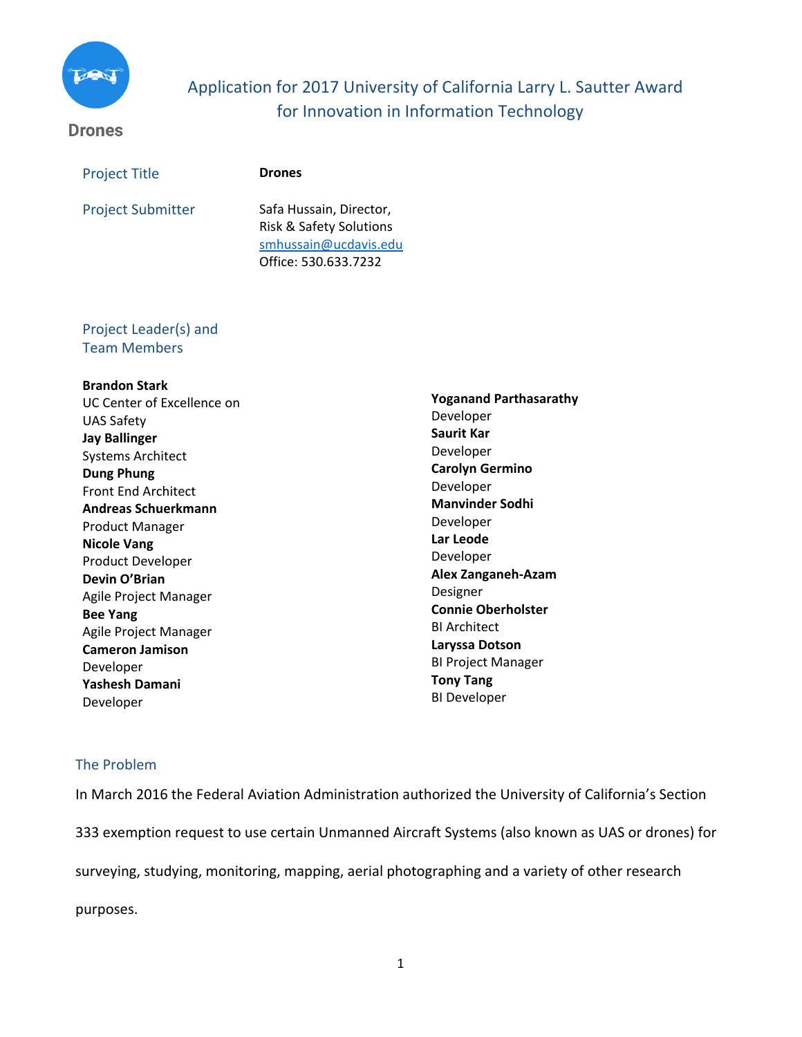Drones

# Application for 2017 University of California Larry L. Sautter Award for Innovation in Information Technology

**Project Title**

**Drones**

**Project Submitter**

Safa Hussain, Director,
Risk & Safety Solutions
smhussain@ucdavis.edu
Office: 530.633.7232

**Project Leader(s) and Team Members**

**Brandon Stark**
UC Center of Excellence on UAS Safety

**Jay Ballinger**
Systems Architect

**Dung Phung**
Front End Architect

**Andreas Schuerkmann**
Product Manager

**Nicole Vang**
Product Developer

**Devin O'Brian**
Agile Project Manager

**Bee Yang**
Agile Project Manager

**Cameron Jamison**
Developer

**Yashesh Damani**
Developer

**Yoganand Parthasarathy**
Developer

**Saurit Kar**
Developer

**Carolyn Germino**
Developer

**Manvinder Sodhi**
Developer

**Lar Leode**
Developer

**Alex Zanganeh-Azam**
Designer

**Connie Oberholster**
BI Architect

**Laryssa Dotson**
BI Project Manager

**Tony Tang**
BI Developer

## The Problem

In March 2016 the Federal Aviation Administration authorized the University of California's Section 333 exemption request to use certain Unmanned Aircraft Systems (also known as UAS or drones) for surveying, studying, monitoring, mapping, aerial photographing and a variety of other research purposes.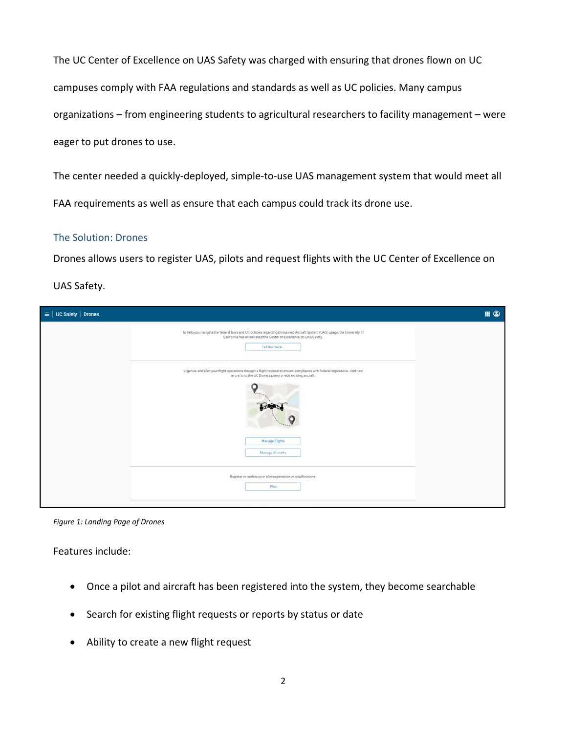The UC Center of Excellence on UAS Safety was charged with ensuring that drones flown on UC campuses comply with FAA regulations and standards as well as UC policies. Many campus organizations – from engineering students to agricultural researchers to facility management – were eager to put drones to use.

The center needed a quickly-deployed, simple-to-use UAS management system that would meet all FAA requirements as well as ensure that each campus could track its drone use.

## The Solution: Drones

Drones allows users to register UAS, pilots and request flights with the UC Center of Excellence on UAS Safety.

*Figure 1: Landing Page of Drones*

Features include:

- Once a pilot and aircraft has been registered into the system, they become searchable
- Search for existing flight requests or reports by status or date
- Ability to create a new flight request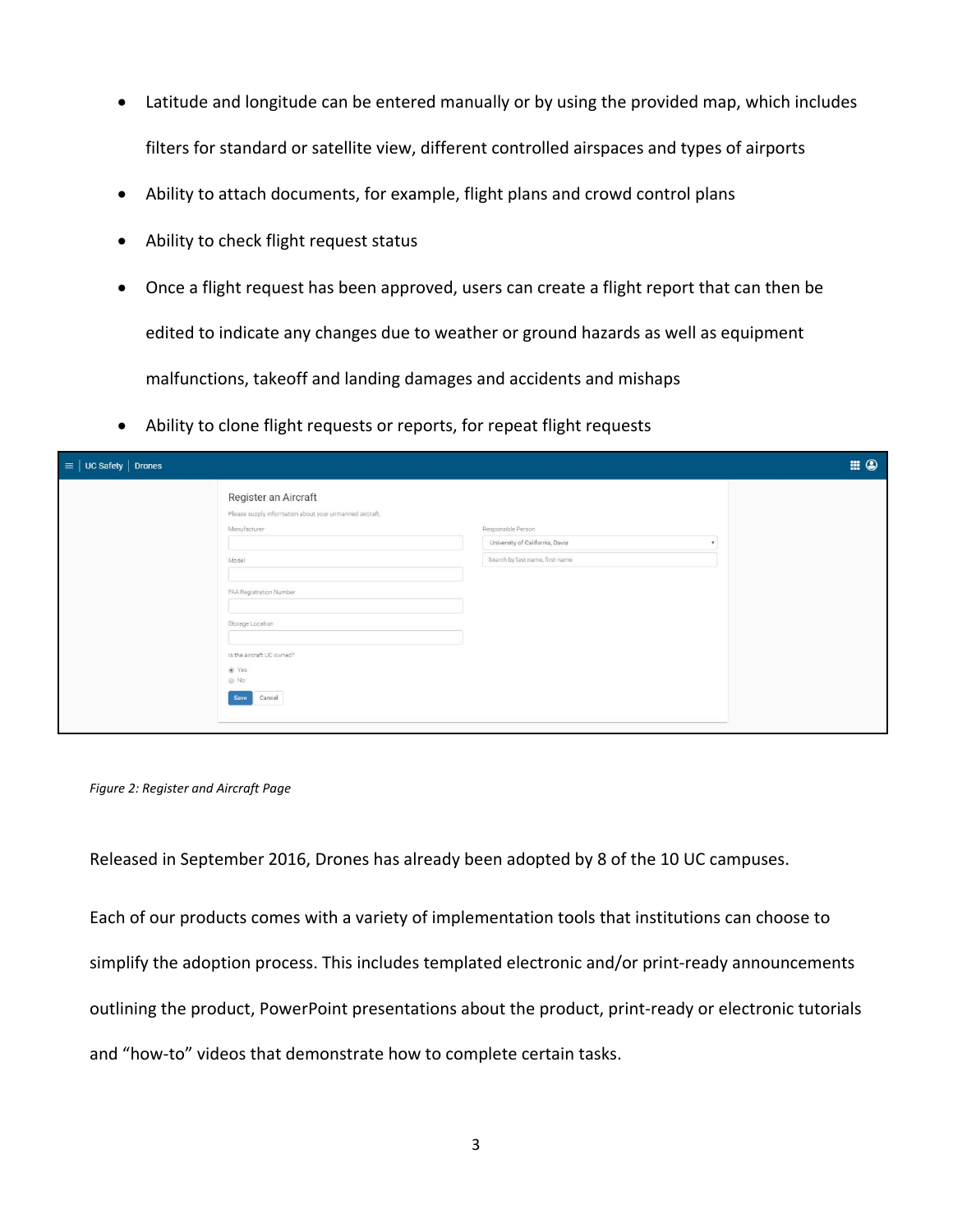- Latitude and longitude can be entered manually or by using the provided map, which includes filters for standard or satellite view, different controlled airspaces and types of airports
- Ability to attach documents, for example, flight plans and crowd control plans
- Ability to check flight request status
- Once a flight request has been approved, users can create a flight report that can then be edited to indicate any changes due to weather or ground hazards as well as equipment malfunctions, takeoff and landing damages and accidents and mishaps
- Ability to clone flight requests or reports, for repeat flight requests

*Figure 2: Register and Aircraft Page*

Released in September 2016, Drones has already been adopted by 8 of the 10 UC campuses.

Each of our products comes with a variety of implementation tools that institutions can choose to simplify the adoption process. This includes templated electronic and/or print-ready announcements outlining the product, PowerPoint presentations about the product, print-ready or electronic tutorials and “how-to” videos that demonstrate how to complete certain tasks.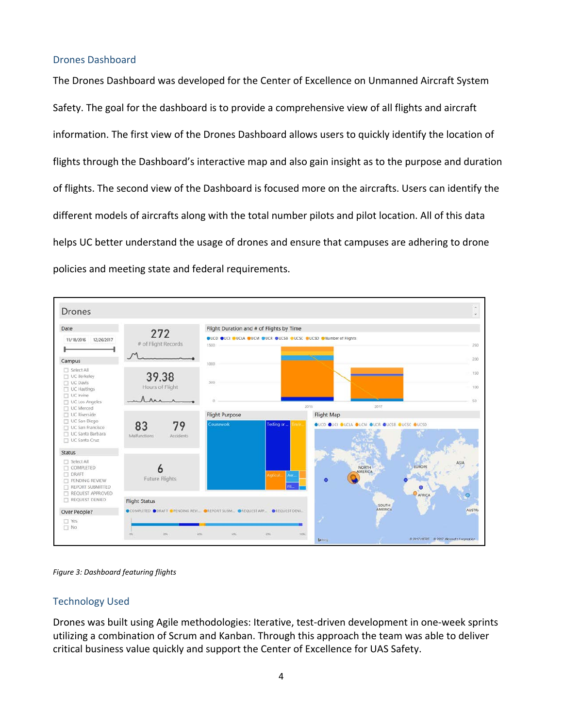## Drones Dashboard

The Drones Dashboard was developed for the Center of Excellence on Unmanned Aircraft System Safety. The goal for the dashboard is to provide a comprehensive view of all flights and aircraft information. The first view of the Drones Dashboard allows users to quickly identify the location of flights through the Dashboard's interactive map and also gain insight as to the purpose and duration of flights. The second view of the Dashboard is focused more on the aircrafts. Users can identify the different models of aircrafts along with the total number pilots and pilot location. All of this data helps UC better understand the usage of drones and ensure that campuses are adhering to drone policies and meeting state and federal requirements.

*Figure 3: Dashboard featuring flights*

## Technology Used

Drones was built using Agile methodologies: Iterative, test-driven development in one-week sprints utilizing a combination of Scrum and Kanban. Through this approach the team was able to deliver critical business value quickly and support the Center of Excellence for UAS Safety.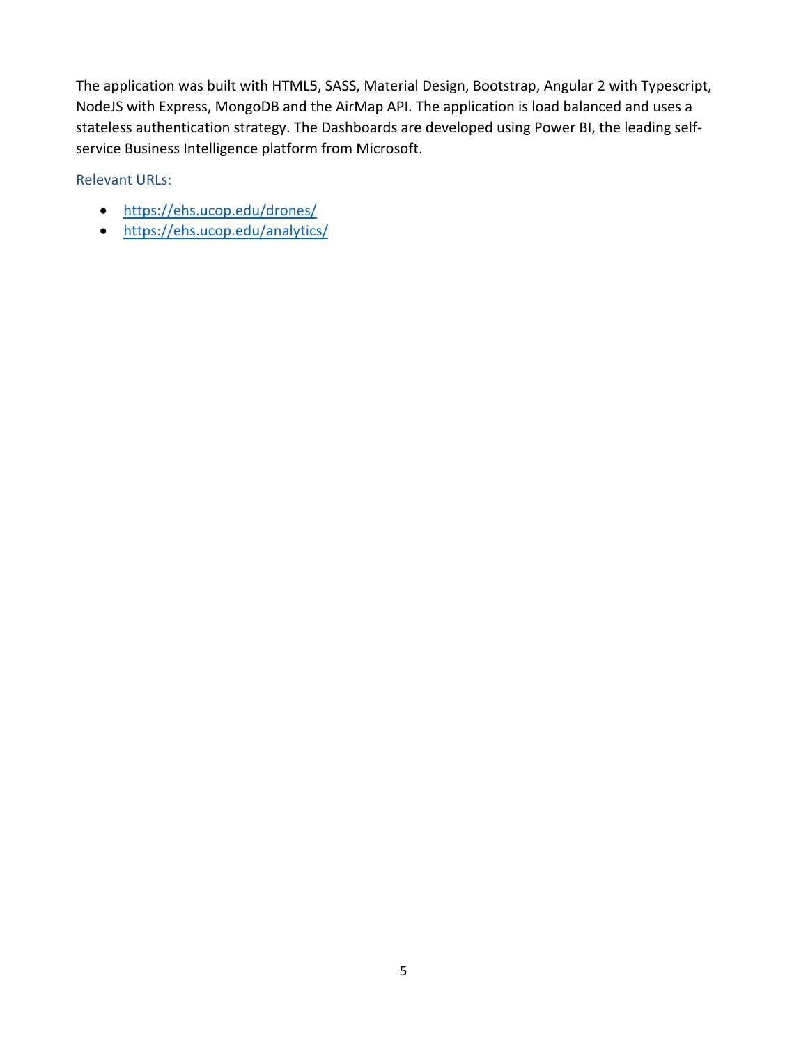The application was built with HTML5, SASS, Material Design, Bootstrap, Angular 2 with Typescript, NodeJS with Express, MongoDB and the AirMap API. The application is load balanced and uses a stateless authentication strategy. The Dashboards are developed using Power BI, the leading self-service Business Intelligence platform from Microsoft.

### Relevant URLs:

- https://ehs.ucop.edu/drones/
- https://ehs.ucop.edu/analytics/